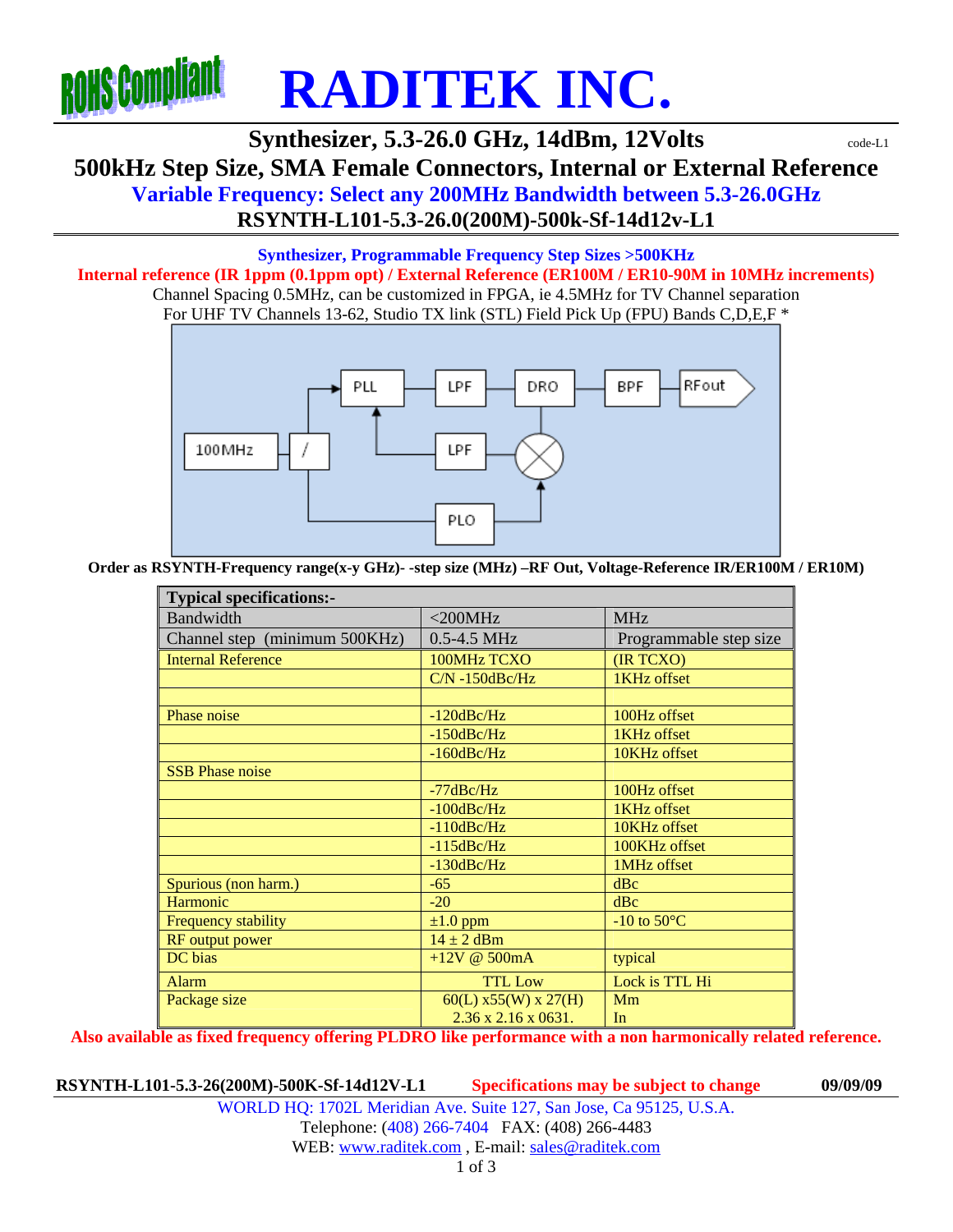ROHS Compliant

# RADITEK INC.

## Synthesizer, 5.3-26.0 GHz, 14dBm, 12Volts

code-L1

## 500kHz Step Size, SMA Female Connectors, Internal or External Reference

## Variable Frequency: Select any 200MHz Bandwidth between 5.3-26.0GHz

## RSYNTH-L101-5.3-26.0(200M)-500k-Sf-14d12v-L1

**Synthesizer, Programmable Frequency Step Sizes >500KHz**

**Internal reference (IR 1ppm (0.1ppm opt) / External Reference (ER100M / ER10-90M in 10MHz increments)**

Channel Spacing 0.5MHz, can be customized in FPGA, ie 4.5MHz for TV Channel separation

For UHF TV Channels 13-62, Studio TX link (STL) Field Pick Up (FPU) Bands C,D,E,F *

100MHz → / → PLL → LPF → DRO → BPF → RFout; PLO → mixer → LPF → PLL

**Order as RSYNTH-Frequency range(x-y GHz)- -step size (MHz) –RF Out, Voltage-Reference IR/ER100M / ER10M)**

| Typical specifications:- | | |
|---|---|---|
| Bandwidth | <200MHz | MHz |
| Channel step (minimum 500KHz) | 0.5-4.5 MHz | Programmable step size |
| Internal Reference | 100MHz TCXO | (IR TCXO) |
| | C/N -150dBc/Hz | 1KHz offset |
| | | |
| Phase noise | -120dBc/Hz | 100Hz offset |
| | -150dBc/Hz | 1KHz offset |
| | -160dBc/Hz | 10KHz offset |
| SSB Phase noise | | |
| | -77dBc/Hz | 100Hz offset |
| | -100dBc/Hz | 1KHz offset |
| | -110dBc/Hz | 10KHz offset |
| | -115dBc/Hz | 100KHz offset |
| | -130dBc/Hz | 1MHz offset |
| Spurious (non harm.) | -65 | dBc |
| Harmonic | -20 | dBc |
| Frequency stability | ±1.0 ppm | -10 to 50°C |
| RF output power | 14 ± 2 dBm | |
| DC bias | +12V @ 500mA | typical |
| Alarm | TTL Low | Lock is TTL Hi |
| Package size | 60(L) x55(W) x 27(H)<br>2.36 x 2.16 x 0631. | Mm<br>In |

**Also available as fixed frequency offering PLDRO like performance with a non harmonically related reference.**

**RSYNTH-L101-5.3-26(200M)-500K-Sf-14d12V-L1** **Specifications may be subject to change** **09/09/09**

WORLD HQ: 1702L Meridian Ave. Suite 127, San Jose, Ca 95125, U.S.A.
Telephone: (408) 266-7404 FAX: (408) 266-4483
WEB: www.raditek.com , E-mail: sales@raditek.com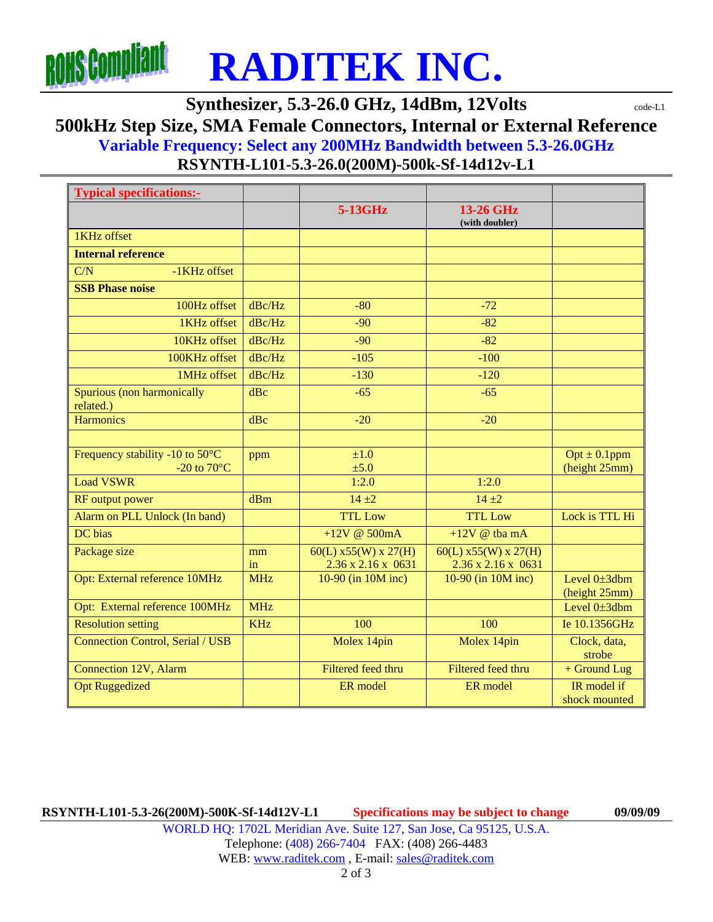**ROHS Compliant**

# RADITEK INC.

## Synthesizer, 5.3-26.0 GHz, 14dBm, 12Volts

code-L1

## 500kHz Step Size, SMA Female Connectors, Internal or External Reference

### Variable Frequency: Select any 200MHz Bandwidth between 5.3-26.0GHz

### RSYNTH-L101-5.3-26.0(200M)-500k-Sf-14d12v-L1

| Typical specifications:- | | | | |
|---|---|---|---|---|
| | | 5-13GHz | 13-26 GHz (with doubler) | |
| 1KHz offset | | | | |
| **Internal reference** | | | | |
| C/N -1KHz offset | | | | |
| **SSB Phase noise** | | | | |
| 100Hz offset | dBc/Hz | -80 | -72 | |
| 1KHz offset | dBc/Hz | -90 | -82 | |
| 10KHz offset | dBc/Hz | -90 | -82 | |
| 100KHz offset | dBc/Hz | -105 | -100 | |
| 1MHz offset | dBc/Hz | -130 | -120 | |
| Spurious (non harmonically related.) | dBc | -65 | -65 | |
| Harmonics | dBc | -20 | -20 | |
| | | | | |
| Frequency stability -10 to 50°C<br>-20 to 70°C | ppm | ±1.0<br>±5.0 | | Opt ± 0.1ppm (height 25mm) |
| Load VSWR | | 1:2.0 | 1:2.0 | |
| RF output power | dBm | 14 ±2 | 14 ±2 | |
| Alarm on PLL Unlock (In band) | | TTL Low | TTL Low | Lock is TTL Hi |
| DC bias | | +12V @ 500mA | +12V @ tba mA | |
| Package size | mm<br>in | 60(L) x55(W) x 27(H)<br>2.36 x 2.16 x 0631 | 60(L) x55(W) x 27(H)<br>2.36 x 2.16 x 0631 | |
| Opt: External reference 10MHz | MHz | 10-90 (in 10M inc) | 10-90 (in 10M inc) | Level 0±3dbm (height 25mm) |
| Opt: External reference 100MHz | MHz | | | Level 0±3dbm |
| Resolution setting | KHz | 100 | 100 | Ie 10.1356GHz |
| Connection Control, Serial / USB | | Molex 14pin | Molex 14pin | Clock, data, strobe |
| Connection 12V, Alarm | | Filtered feed thru | Filtered feed thru | + Ground Lug |
| Opt Ruggedized | | ER model | ER model | IR model if shock mounted |

RSYNTH-L101-5.3-26(200M)-500K-Sf-14d12V-L1 Specifications may be subject to change 09/09/09

WORLD HQ: 1702L Meridian Ave. Suite 127, San Jose, Ca 95125, U.S.A.
Telephone: (408) 266-7404 FAX: (408) 266-4483
WEB: www.raditek.com , E-mail: sales@raditek.com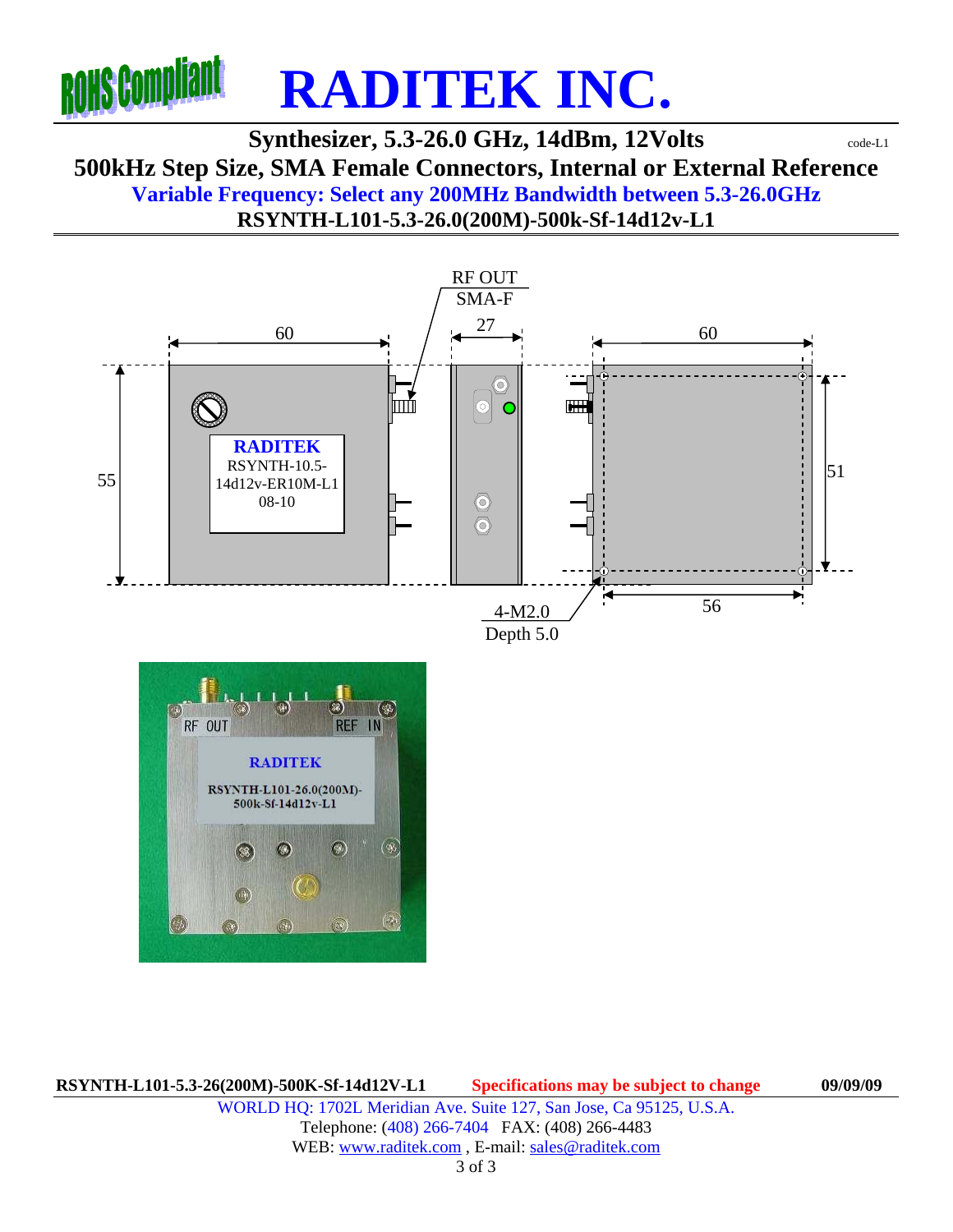**RoHS Compliant**

# RADITEK INC.

**Synthesizer, 5.3-26.0 GHz, 14dBm, 12Volts** code-L1

**500kHz Step Size, SMA Female Connectors, Internal or External Reference**

**Variable Frequency: Select any 200MHz Bandwidth between 5.3-26.0GHz**

**RSYNTH-L101-5.3-26.0(200M)-500k-Sf-14d12v-L1**

RF OUT
SMA-F
60
27
60
55
51
56
4-M2.0
Depth 5.0
RADITEK
RSYNTH-10.5-14d12v-ER10M-L1
08-10

RF OUT
REF IN
RADITEK
RSYNTH-L101-26.0(200M)-500k-Sf-14d12v-L1

**RSYNTH-L101-5.3-26(200M)-500K-Sf-14d12V-L1** **Specifications may be subject to change** **09/09/09**

WORLD HQ: 1702L Meridian Ave. Suite 127, San Jose, Ca 95125, U.S.A.
Telephone: (408) 266-7404 FAX: (408) 266-4483
WEB: www.raditek.com , E-mail: sales@raditek.com